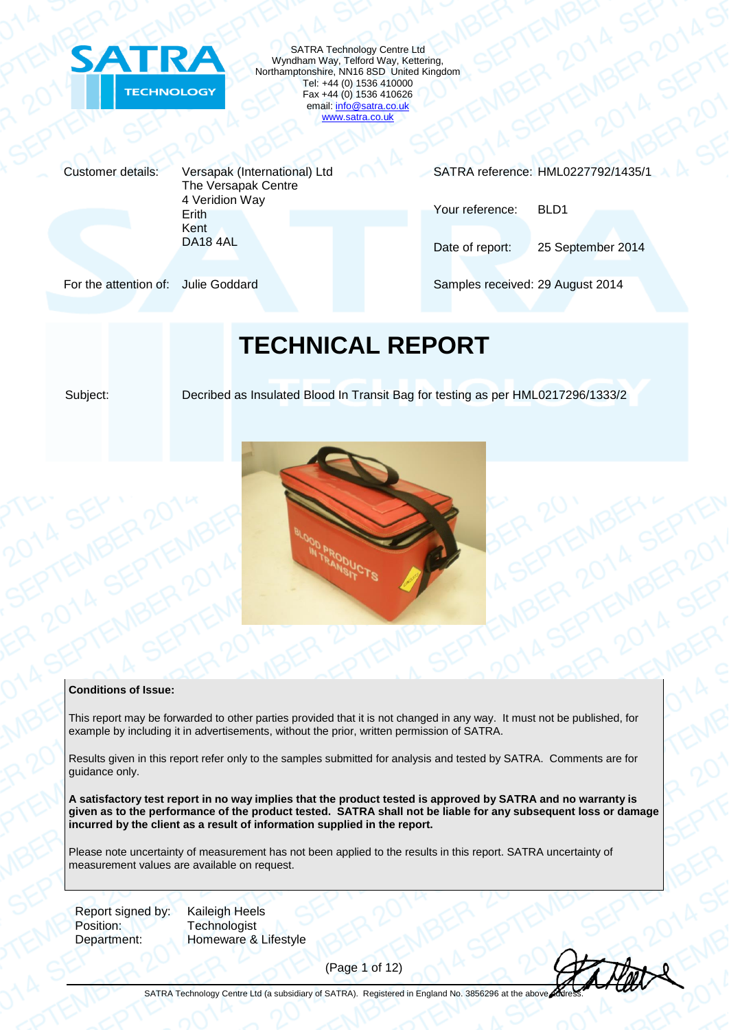SATRA Technology Centre Ltd
Wyndham Way, Telford Way, Kettering,
Northamptonshire, NN16 8SD United Kingdom
Tel: +44 (0) 1536 410000
Fax +44 (0) 1536 410626
email: info@satra.co.uk
www.satra.co.uk

| | | | |
|---|---|---|---|
| Customer details: | Versapak (International) Ltd<br>The Versapak Centre<br>4 Veridion Way<br>Erith<br>Kent<br>DA18 4AL | SATRA reference: | HML0227792/1435/1 |
| | | Your reference: | BLD1 |
| | | Date of report: | 25 September 2014 |
| For the attention of: | Julie Goddard | Samples received: | 29 August 2014 |

# TECHNICAL REPORT

Subject: Decribed as Insulated Blood In Transit Bag for testing as per HML0217296/1333/2

**Conditions of Issue:**

This report may be forwarded to other parties provided that it is not changed in any way. It must not be published, for example by including it in advertisements, without the prior, written permission of SATRA.

Results given in this report refer only to the samples submitted for analysis and tested by SATRA. Comments are for guidance only.

**A satisfactory test report in no way implies that the product tested is approved by SATRA and no warranty is given as to the performance of the product tested. SATRA shall not be liable for any subsequent loss or damage incurred by the client as a result of information supplied in the report.**

Please note uncertainty of measurement has not been applied to the results in this report. SATRA uncertainty of measurement values are available on request.

Report signed by: Kaileigh Heels
Position: Technologist
Department: Homeware & Lifestyle

SATRA Technology Centre Ltd (a subsidiary of SATRA). Registered in England No. 3856296 at the above address.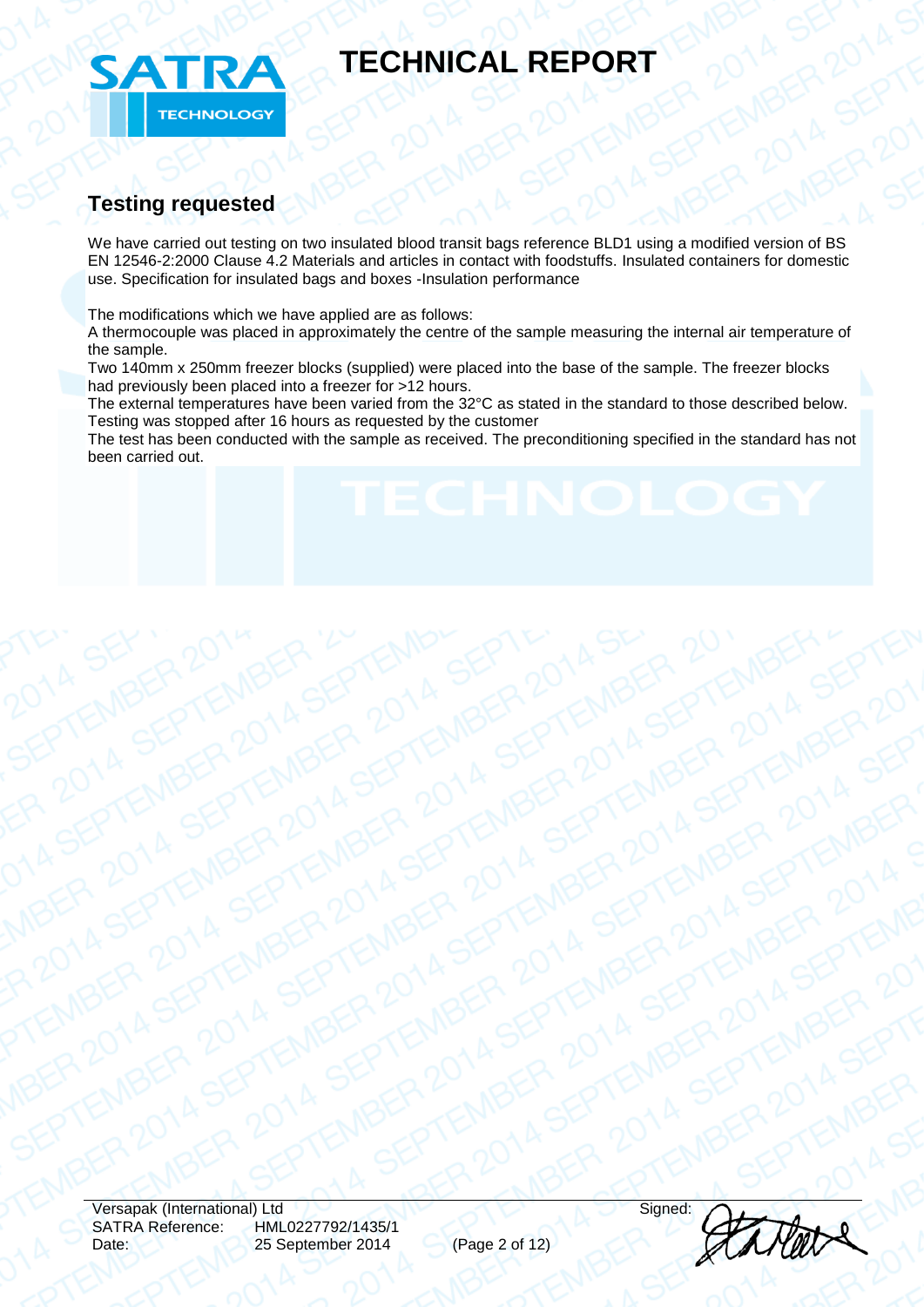## Testing requested

We have carried out testing on two insulated blood transit bags reference BLD1 using a modified version of BS EN 12546-2:2000 Clause 4.2 Materials and articles in contact with foodstuffs. Insulated containers for domestic use. Specification for insulated bags and boxes -Insulation performance

The modifications which we have applied are as follows:

A thermocouple was placed in approximately the centre of the sample measuring the internal air temperature of the sample.

Two 140mm x 250mm freezer blocks (supplied) were placed into the base of the sample. The freezer blocks had previously been placed into a freezer for >12 hours.

The external temperatures have been varied from the 32°C as stated in the standard to those described below.

Testing was stopped after 16 hours as requested by the customer

The test has been conducted with the sample as received. The preconditioning specified in the standard has not been carried out.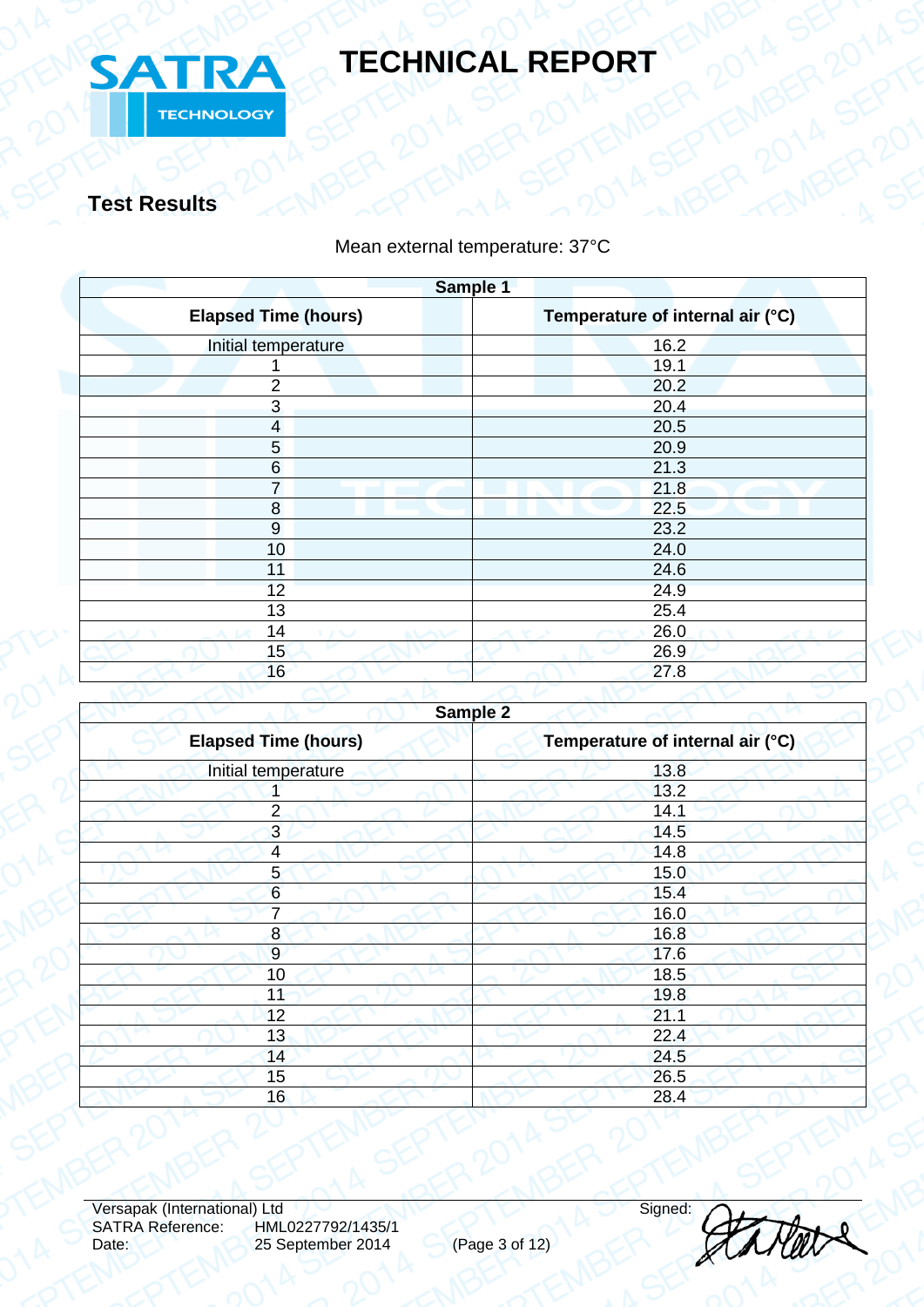# TECHNICAL REPORT

## Test Results

Mean external temperature: 37°C

| Sample 1 | |
|---|---|
| **Elapsed Time (hours)** | **Temperature of internal air (°C)** |
| Initial temperature | 16.2 |
| 1 | 19.1 |
| 2 | 20.2 |
| 3 | 20.4 |
| 4 | 20.5 |
| 5 | 20.9 |
| 6 | 21.3 |
| 7 | 21.8 |
| 8 | 22.5 |
| 9 | 23.2 |
| 10 | 24.0 |
| 11 | 24.6 |
| 12 | 24.9 |
| 13 | 25.4 |
| 14 | 26.0 |
| 15 | 26.9 |
| 16 | 27.8 |

| Sample 2 | |
|---|---|
| **Elapsed Time (hours)** | **Temperature of internal air (°C)** |
| Initial temperature | 13.8 |
| 1 | 13.2 |
| 2 | 14.1 |
| 3 | 14.5 |
| 4 | 14.8 |
| 5 | 15.0 |
| 6 | 15.4 |
| 7 | 16.0 |
| 8 | 16.8 |
| 9 | 17.6 |
| 10 | 18.5 |
| 11 | 19.8 |
| 12 | 21.1 |
| 13 | 22.4 |
| 14 | 24.5 |
| 15 | 26.5 |
| 16 | 28.4 |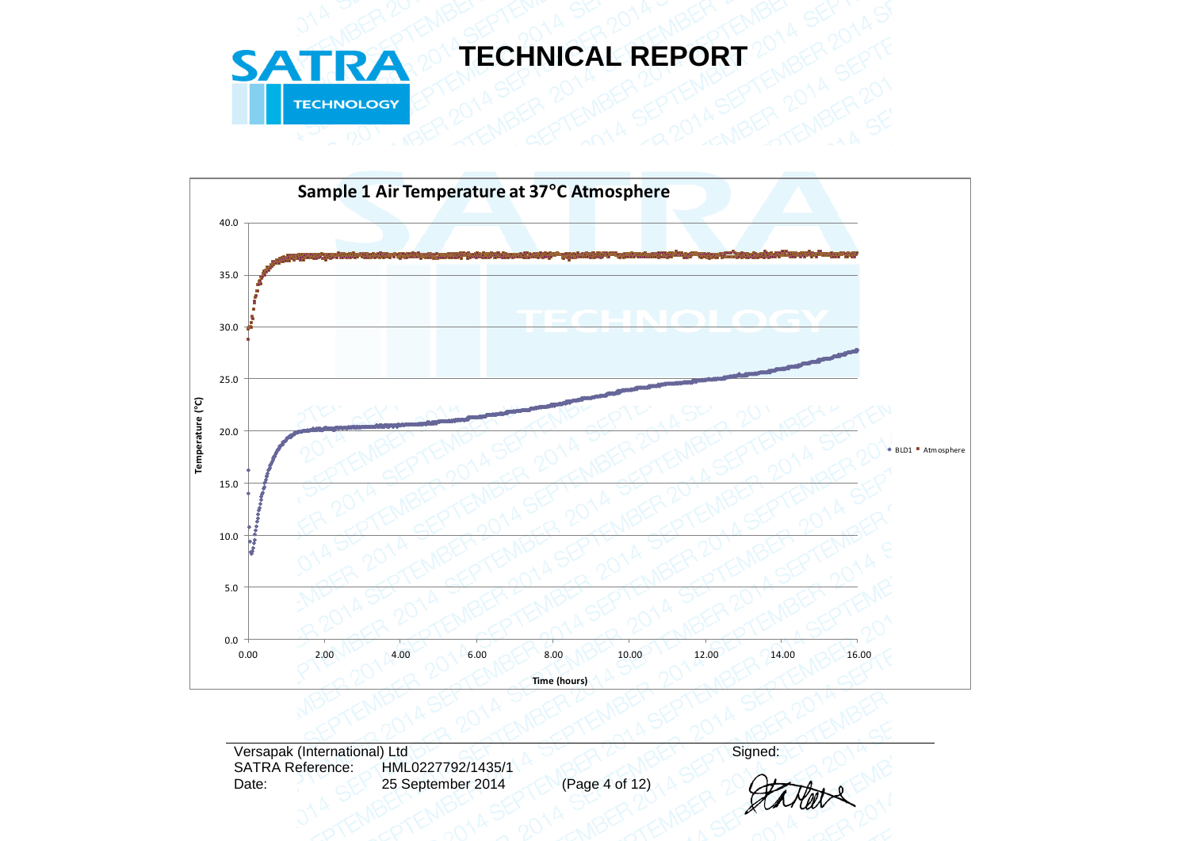# TECHNICAL REPORT

**Sample 1 Air Temperature at 37°C Atmosphere**

Temperature (°C)

40.0, 35.0, 30.0, 25.0, 20.0, 15.0, 10.0, 5.0, 0.0

0.00, 2.00, 4.00, 6.00, 8.00, 10.00, 12.00, 14.00, 16.00

Time (hours)

BLD1 ▪ Atmosphere

Versapak (International) Ltd
SATRA Reference: HML0227792/1435/1
Date: 25 September 2014

Signed: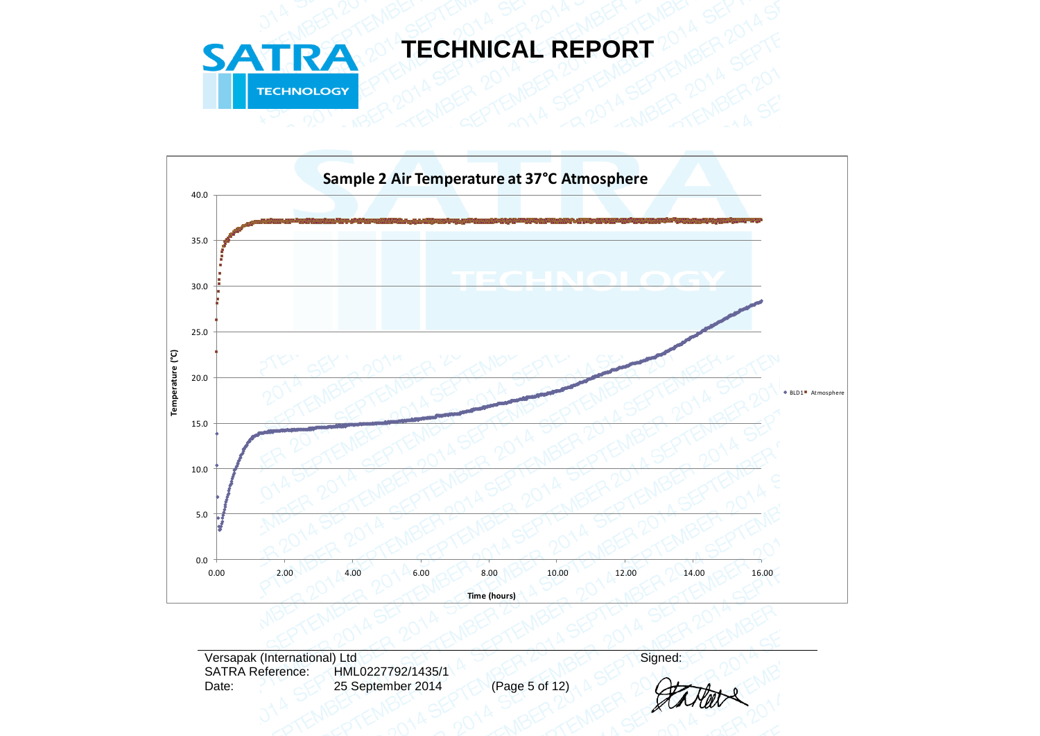# TECHNICAL REPORT

**Sample 2 Air Temperature at 37°C Atmosphere**

Temperature (°C)

Time (hours)

BLD1 ■ Atmosphere

Versapak (International) Ltd
SATRA Reference: HML0227792/1435/1
Date: 25 September 2014

Signed: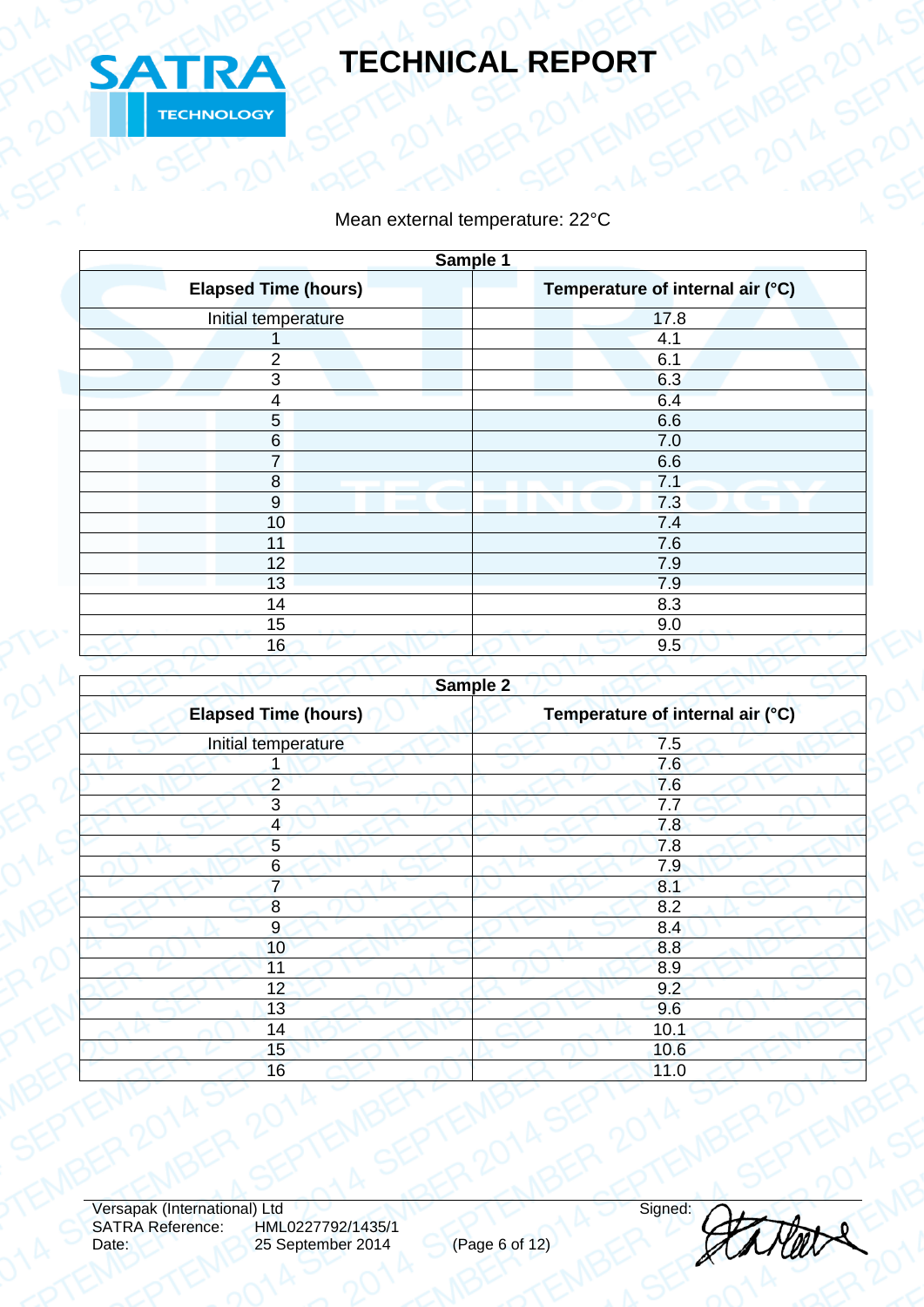Mean external temperature: 22°C

| Sample 1 | |
|---|---|
| **Elapsed Time (hours)** | **Temperature of internal air (°C)** |
| Initial temperature | 17.8 |
| 1 | 4.1 |
| 2 | 6.1 |
| 3 | 6.3 |
| 4 | 6.4 |
| 5 | 6.6 |
| 6 | 7.0 |
| 7 | 6.6 |
| 8 | 7.1 |
| 9 | 7.3 |
| 10 | 7.4 |
| 11 | 7.6 |
| 12 | 7.9 |
| 13 | 7.9 |
| 14 | 8.3 |
| 15 | 9.0 |
| 16 | 9.5 |

| Sample 2 | |
|---|---|
| **Elapsed Time (hours)** | **Temperature of internal air (°C)** |
| Initial temperature | 7.5 |
| 1 | 7.6 |
| 2 | 7.6 |
| 3 | 7.7 |
| 4 | 7.8 |
| 5 | 7.8 |
| 6 | 7.9 |
| 7 | 8.1 |
| 8 | 8.2 |
| 9 | 8.4 |
| 10 | 8.8 |
| 11 | 8.9 |
| 12 | 9.2 |
| 13 | 9.6 |
| 14 | 10.1 |
| 15 | 10.6 |
| 16 | 11.0 |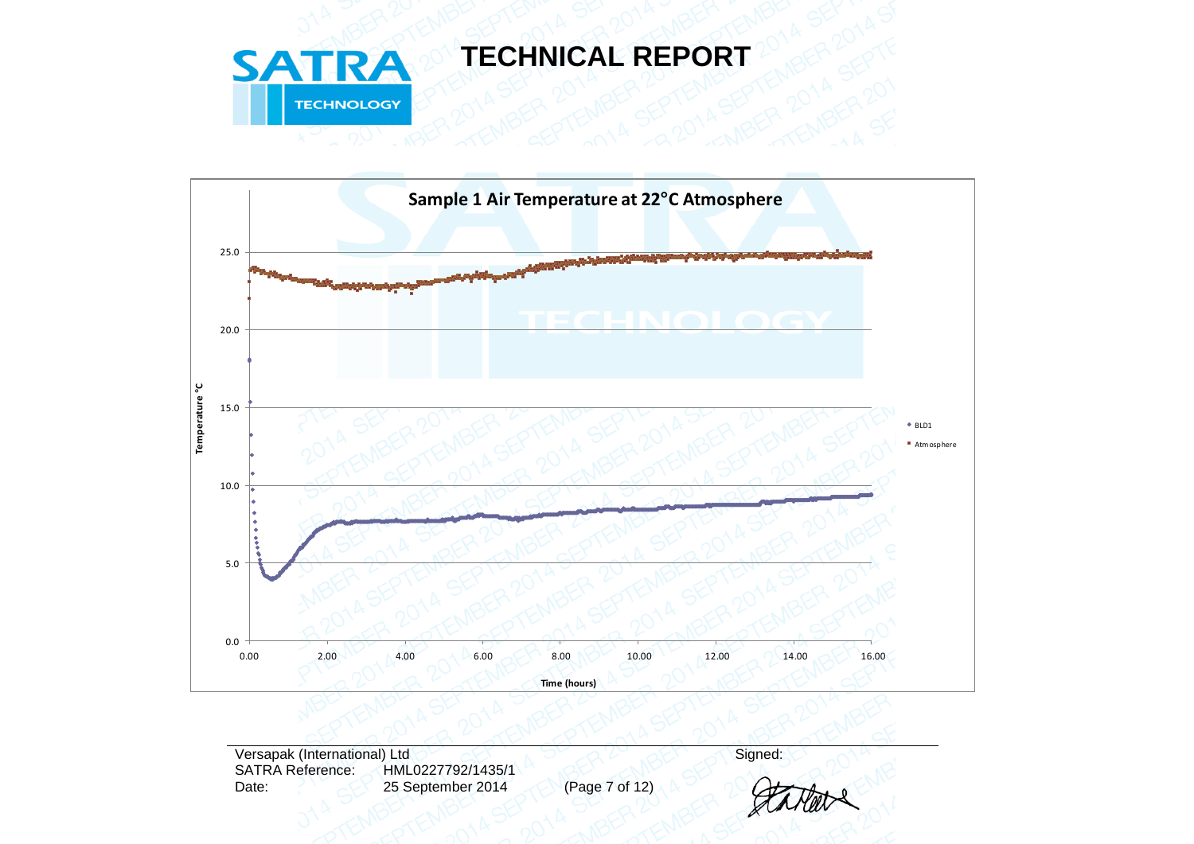# TECHNICAL REPORT

**Sample 1 Air Temperature at 22°C Atmosphere**

Temperature °C

Time (hours)

- BLD1
- Atmosphere

Versapak (International) Ltd
SATRA Reference: HML0227792/1435/1
Date: 25 September 2014

Signed: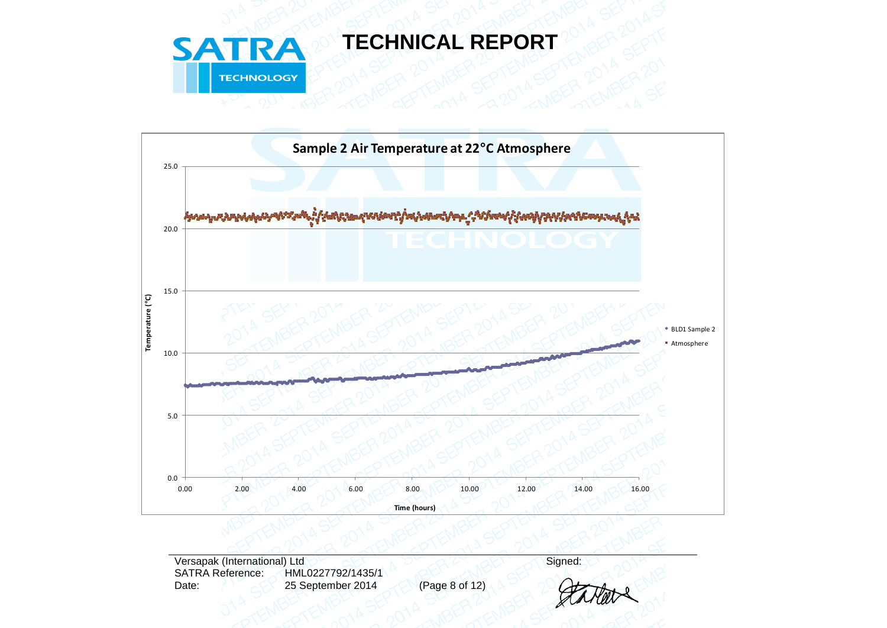# TECHNICAL REPORT

**Sample 2 Air Temperature at 22°C Atmosphere**

Temperature (°C): 0.0, 5.0, 10.0, 15.0, 20.0, 25.0

Time (hours): 0.00, 2.00, 4.00, 6.00, 8.00, 10.00, 12.00, 14.00, 16.00

- BLD1 Sample 2
- Atmosphere

Versapak (International) Ltd
SATRA Reference: HML0227792/1435/1
Date: 25 September 2014

Signed: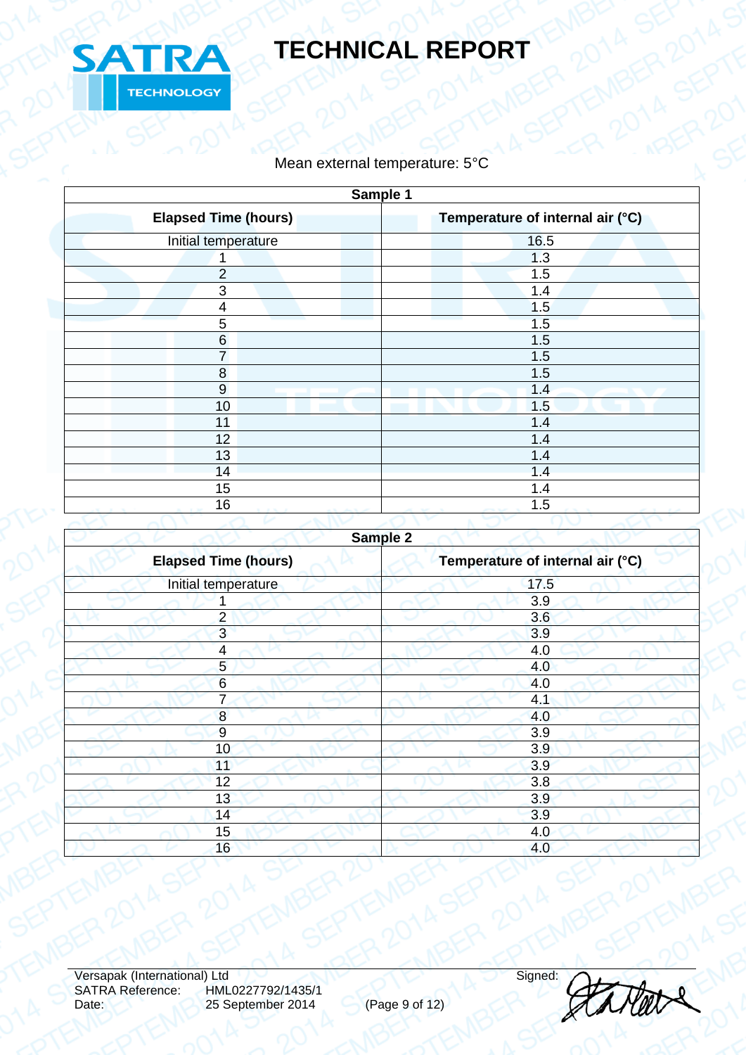Mean external temperature: 5°C

| Sample 1 | |
|---|---|
| **Elapsed Time (hours)** | **Temperature of internal air (°C)** |
| Initial temperature | 16.5 |
| 1 | 1.3 |
| 2 | 1.5 |
| 3 | 1.4 |
| 4 | 1.5 |
| 5 | 1.5 |
| 6 | 1.5 |
| 7 | 1.5 |
| 8 | 1.5 |
| 9 | 1.4 |
| 10 | 1.5 |
| 11 | 1.4 |
| 12 | 1.4 |
| 13 | 1.4 |
| 14 | 1.4 |
| 15 | 1.4 |
| 16 | 1.5 |

| Sample 2 | |
|---|---|
| **Elapsed Time (hours)** | **Temperature of internal air (°C)** |
| Initial temperature | 17.5 |
| 1 | 3.9 |
| 2 | 3.6 |
| 3 | 3.9 |
| 4 | 4.0 |
| 5 | 4.0 |
| 6 | 4.0 |
| 7 | 4.1 |
| 8 | 4.0 |
| 9 | 3.9 |
| 10 | 3.9 |
| 11 | 3.9 |
| 12 | 3.8 |
| 13 | 3.9 |
| 14 | 3.9 |
| 15 | 4.0 |
| 16 | 4.0 |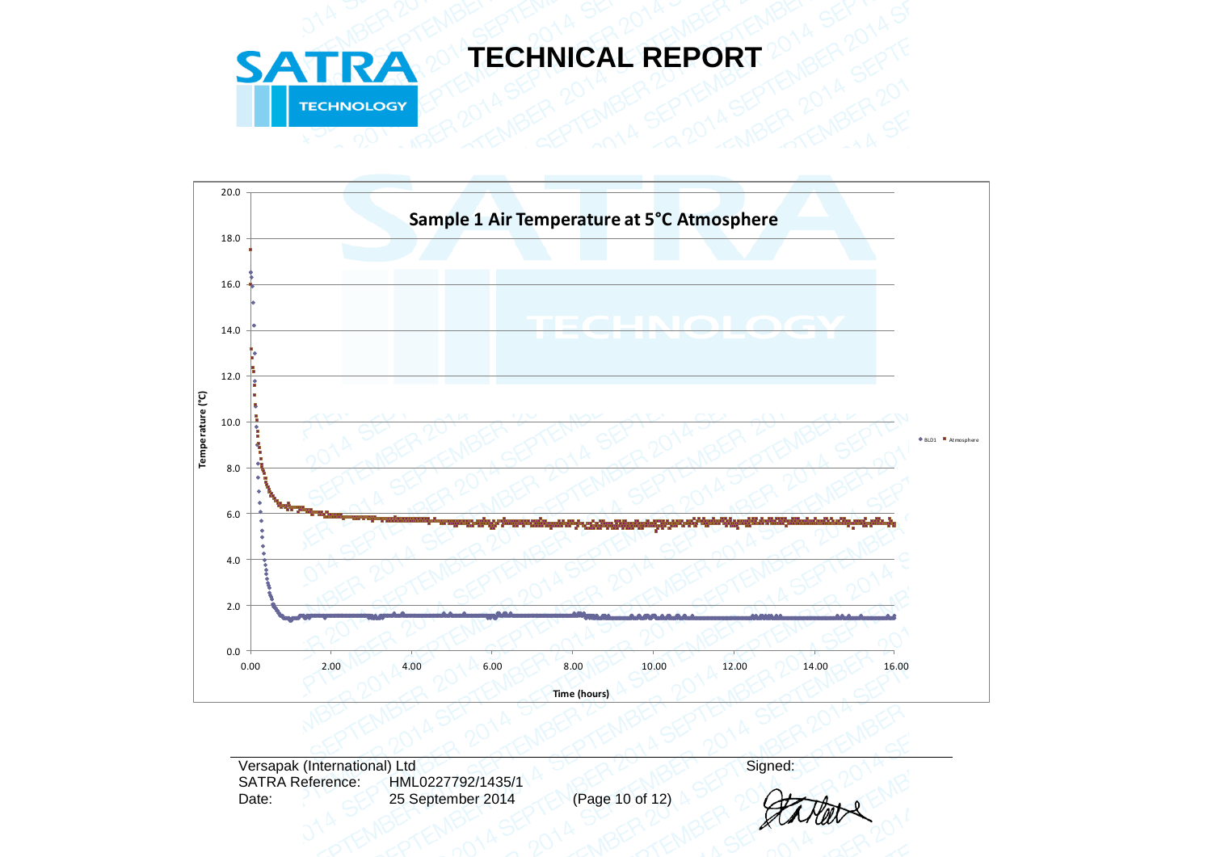# TECHNICAL REPORT

**Sample 1 Air Temperature at 5°C Atmosphere**

Temperature (°C)

Time (hours)

BLD1 · Atmosphere

Versapak (International) Ltd
SATRA Reference: HML0227792/1435/1
Date: 25 September 2014

Signed: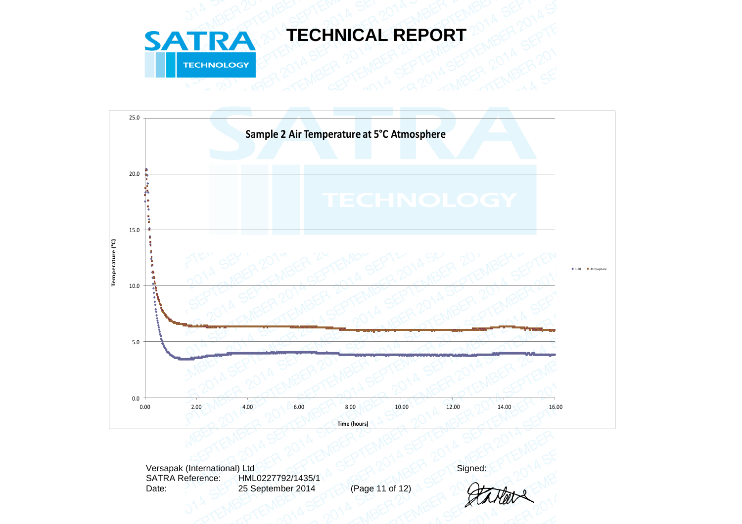# TECHNICAL REPORT

**Sample 2 Air Temperature at 5°C Atmosphere**

Temperature (°C)

25.0
20.0
15.0
10.0
5.0
0.0

0.00 2.00 4.00 6.00 8.00 10.00 12.00 14.00 16.00

Time (hours)

BL01 Atmosphere

Versapak (International) Ltd
SATRA Reference: HML0227792/1435/1
Date: 25 September 2014

Signed: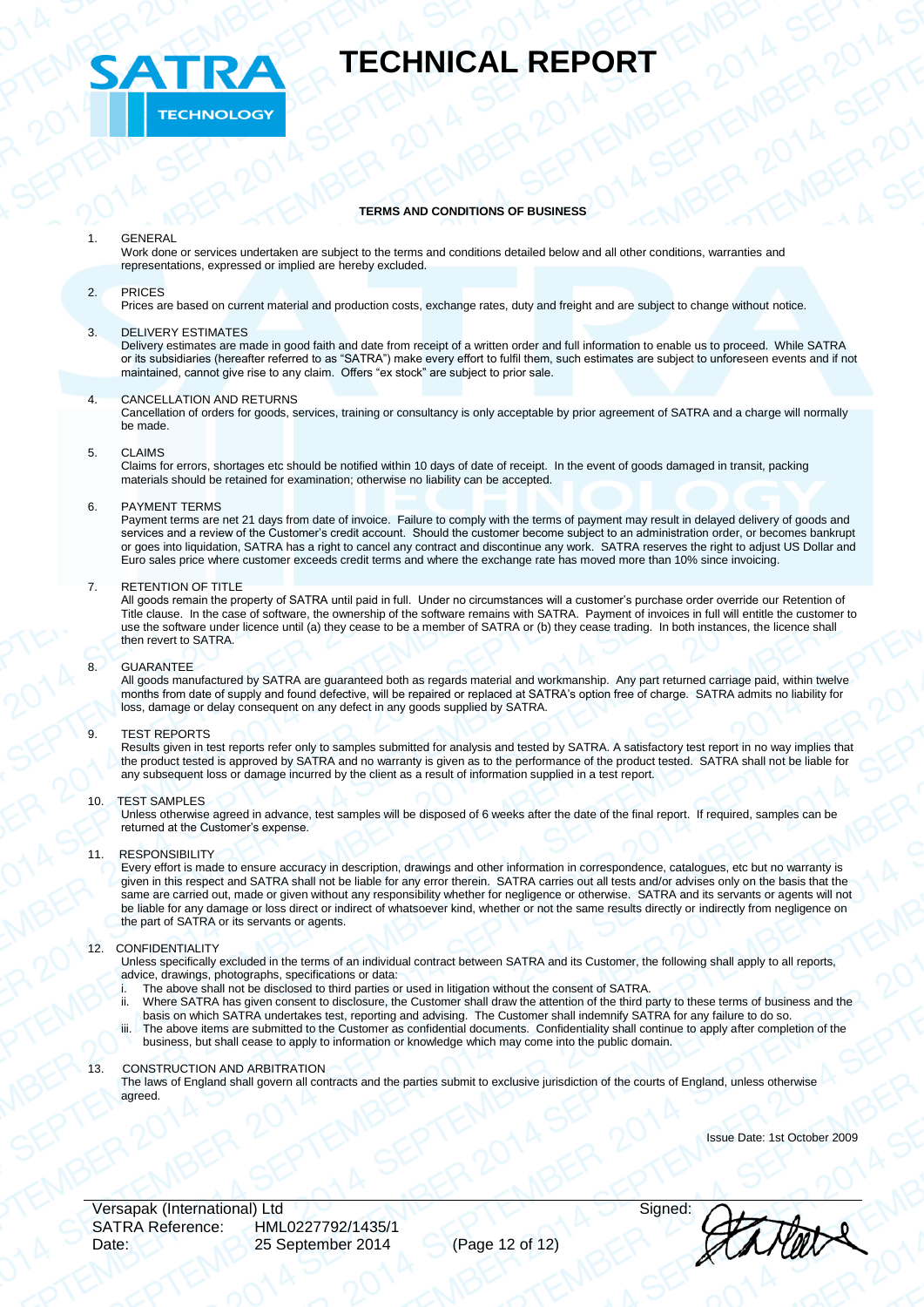**TERMS AND CONDITIONS OF BUSINESS**

1. GENERAL
   Work done or services undertaken are subject to the terms and conditions detailed below and all other conditions, warranties and representations, expressed or implied are hereby excluded.

2. PRICES
   Prices are based on current material and production costs, exchange rates, duty and freight and are subject to change without notice.

3. DELIVERY ESTIMATES
   Delivery estimates are made in good faith and date from receipt of a written order and full information to enable us to proceed. While SATRA or its subsidiaries (hereafter referred to as "SATRA") make every effort to fulfil them, such estimates are subject to unforeseen events and if not maintained, cannot give rise to any claim. Offers "ex stock" are subject to prior sale.

4. CANCELLATION AND RETURNS
   Cancellation of orders for goods, services, training or consultancy is only acceptable by prior agreement of SATRA and a charge will normally be made.

5. CLAIMS
   Claims for errors, shortages etc should be notified within 10 days of date of receipt. In the event of goods damaged in transit, packing materials should be retained for examination; otherwise no liability can be accepted.

6. PAYMENT TERMS
   Payment terms are net 21 days from date of invoice. Failure to comply with the terms of payment may result in delayed delivery of goods and services and a review of the Customer's credit account. Should the customer become subject to an administration order, or becomes bankrupt or goes into liquidation, SATRA has a right to cancel any contract and discontinue any work. SATRA reserves the right to adjust US Dollar and Euro sales price where customer exceeds credit terms and where the exchange rate has moved more than 10% since invoicing.

7. RETENTION OF TITLE
   All goods remain the property of SATRA until paid in full. Under no circumstances will a customer's purchase order override our Retention of Title clause. In the case of software, the ownership of the software remains with SATRA. Payment of invoices in full will entitle the customer to use the software under licence until (a) they cease to be a member of SATRA or (b) they cease trading. In both instances, the licence shall then revert to SATRA.

8. GUARANTEE
   All goods manufactured by SATRA are guaranteed both as regards material and workmanship. Any part returned carriage paid, within twelve months from date of supply and found defective, will be repaired or replaced at SATRA's option free of charge. SATRA admits no liability for loss, damage or delay consequent on any defect in any goods supplied by SATRA.

9. TEST REPORTS
   Results given in test reports refer only to samples submitted for analysis and tested by SATRA. A satisfactory test report in no way implies that the product tested is approved by SATRA and no warranty is given as to the performance of the product tested. SATRA shall not be liable for any subsequent loss or damage incurred by the client as a result of information supplied in a test report.

10. TEST SAMPLES
    Unless otherwise agreed in advance, test samples will be disposed of 6 weeks after the date of the final report. If required, samples can be returned at the Customer's expense.

11. RESPONSIBILITY
    Every effort is made to ensure accuracy in description, drawings and other information in correspondence, catalogues, etc but no warranty is given in this respect and SATRA shall not be liable for any error therein. SATRA carries out all tests and/or advises only on the basis that the same are carried out, made or given without any responsibility whether for negligence or otherwise. SATRA and its servants or agents will not be liable for any damage or loss direct or indirect of whatsoever kind, whether or not the same results directly or indirectly from negligence on the part of SATRA or its servants or agents.

12. CONFIDENTIALITY
    Unless specifically excluded in the terms of an individual contract between SATRA and its Customer, the following shall apply to all reports, advice, drawings, photographs, specifications or data:
    i. The above shall not be disclosed to third parties or used in litigation without the consent of SATRA.
    ii. Where SATRA has given consent to disclosure, the Customer shall draw the attention of the third party to these terms of business and the basis on which SATRA undertakes test, reporting and advising. The Customer shall indemnify SATRA for any failure to do so.
    iii. The above items are submitted to the Customer as confidential documents. Confidentiality shall continue to apply after completion of the business, but shall cease to apply to information or knowledge which may come into the public domain.

13. CONSTRUCTION AND ARBITRATION
    The laws of England shall govern all contracts and the parties submit to exclusive jurisdiction of the courts of England, unless otherwise agreed.

Issue Date: 1st October 2009

Versapak (International) Ltd
SATRA Reference: HML0227792/1435/1
Date: 25 September 2014

Signed: